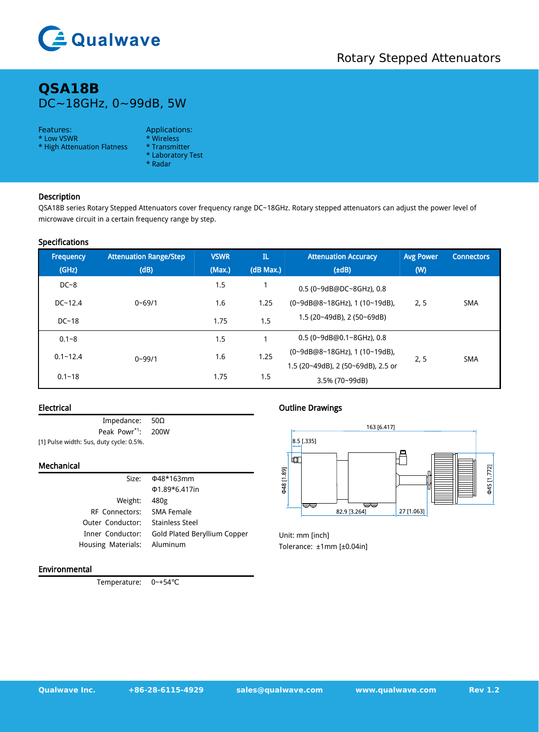Qualwave

Rotary Stepped Attenuators

# QSA18B

DC~18GHz, 0~99dB, 5W

Features:
* Low VSWR
* High Attenuation Flatness

Applications:
* Wireless
* Transmitter
* Laboratory Test
* Radar

## Description

QSA18B series Rotary Stepped Attenuators cover frequency range DC~18GHz. Rotary stepped attenuators can adjust the power level of microwave circuit in a certain frequency range by step.

## Specifications

| Frequency (GHz) | Attenuation Range/Step (dB) | VSWR (Max.) | IL (dB Max.) | Attenuation Accuracy (±dB) | Avg Power (W) | Connectors |
|---|---|---|---|---|---|---|
| DC~8 | 0~69/1 | 1.5 | 1 | 0.5 (0~9dB@DC~8GHz), 0.8 (0~9dB@8~18GHz), 1 (10~19dB), 1.5 (20~49dB), 2 (50~69dB) | 2, 5 | SMA |
| DC~12.4 | | 1.6 | 1.25 | | | |
| DC~18 | | 1.75 | 1.5 | | | |
| 0.1~8 | 0~99/1 | 1.5 | 1 | 0.5 (0~9dB@0.1~8GHz), 0.8 (0~9dB@8~18GHz), 1 (10~19dB), 1.5 (20~49dB), 2 (50~69dB), 2.5 or 3.5% (70~99dB) | 2, 5 | SMA |
| 0.1~12.4 | | 1.6 | 1.25 | | | |
| 0.1~18 | | 1.75 | 1.5 | | | |

## Electrical

| | |
|---|---|
| Impedance: | 50Ω |
| Peak Powr[*1]: | 200W |

[1] Pulse width: 5us, duty cycle: 0.5%.

## Mechanical

| | |
|---|---|
| Size: | Φ48*163mm<br>Φ1.89*6.417in |
| Weight: | 480g |
| RF Connectors: | SMA Female |
| Outer Conductor: | Stainless Steel |
| Inner Conductor: | Gold Plated Beryllium Copper |
| Housing Materials: | Aluminum |

## Environmental

| | |
|---|---|
| Temperature: | 0~+54℃ |

## Outline Drawings

163 [6.417]
8.5 [.335]
Φ48 [1.89]
Φ45 [1.772]
82.9 [3.264]
27 [1.063]

Unit: mm [inch]
Tolerance: ±1mm [±0.04in]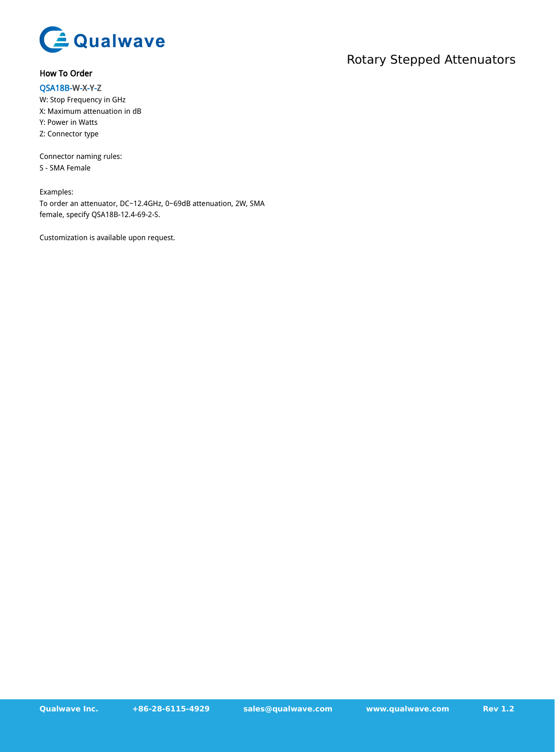## How To Order

QSA18B-W-X-Y-Z

W: Stop Frequency in GHz
X: Maximum attenuation in dB
Y: Power in Watts
Z: Connector type

Connector naming rules:
S - SMA Female

Examples:
To order an attenuator, DC~12.4GHz, 0~69dB attenuation, 2W, SMA female, specify QSA18B-12.4-69-2-S.

Customization is available upon request.